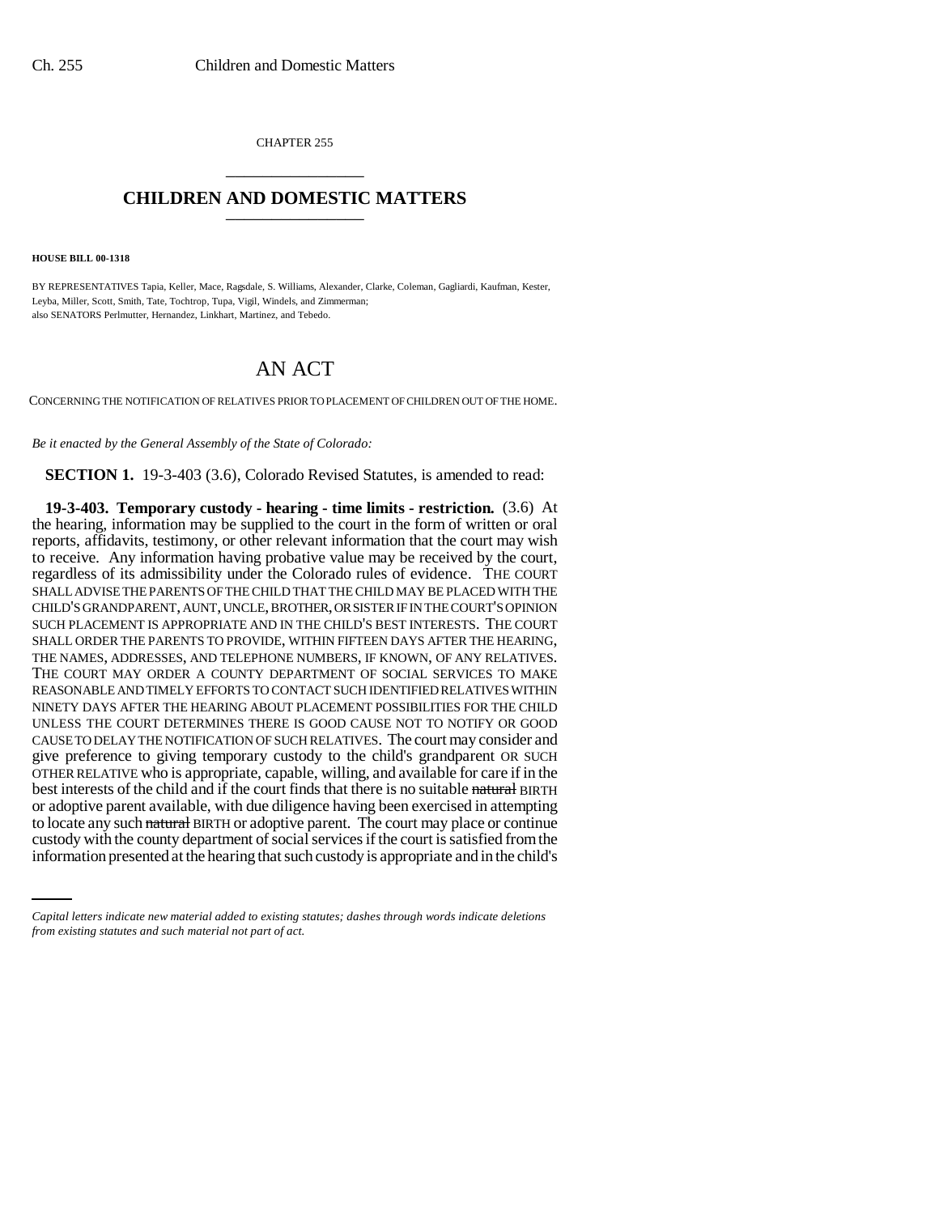CHAPTER 255

# CHILDREN AND DOMESTIC MATTERS

**HOUSE BILL 00-1318**

BY REPRESENTATIVES Tapia, Keller, Mace, Ragsdale, S. Williams, Alexander, Clarke, Coleman, Gagliardi, Kaufman, Kester, Leyba, Miller, Scott, Smith, Tate, Tochtrop, Tupa, Vigil, Windels, and Zimmerman;
also SENATORS Perlmutter, Hernandez, Linkhart, Martinez, and Tebedo.

# AN ACT

CONCERNING THE NOTIFICATION OF RELATIVES PRIOR TO PLACEMENT OF CHILDREN OUT OF THE HOME.

*Be it enacted by the General Assembly of the State of Colorado:*

**SECTION 1.** 19-3-403 (3.6), Colorado Revised Statutes, is amended to read:

**19-3-403. Temporary custody - hearing - time limits - restriction.** (3.6) At the hearing, information may be supplied to the court in the form of written or oral reports, affidavits, testimony, or other relevant information that the court may wish to receive. Any information having probative value may be received by the court, regardless of its admissibility under the Colorado rules of evidence. THE COURT SHALL ADVISE THE PARENTS OF THE CHILD THAT THE CHILD MAY BE PLACED WITH THE CHILD'S GRANDPARENT, AUNT, UNCLE, BROTHER, OR SISTER IF IN THE COURT'S OPINION SUCH PLACEMENT IS APPROPRIATE AND IN THE CHILD'S BEST INTERESTS. THE COURT SHALL ORDER THE PARENTS TO PROVIDE, WITHIN FIFTEEN DAYS AFTER THE HEARING, THE NAMES, ADDRESSES, AND TELEPHONE NUMBERS, IF KNOWN, OF ANY RELATIVES. THE COURT MAY ORDER A COUNTY DEPARTMENT OF SOCIAL SERVICES TO MAKE REASONABLE AND TIMELY EFFORTS TO CONTACT SUCH IDENTIFIED RELATIVES WITHIN NINETY DAYS AFTER THE HEARING ABOUT PLACEMENT POSSIBILITIES FOR THE CHILD UNLESS THE COURT DETERMINES THERE IS GOOD CAUSE NOT TO NOTIFY OR GOOD CAUSE TO DELAY THE NOTIFICATION OF SUCH RELATIVES. The court may consider and give preference to giving temporary custody to the child's grandparent OR SUCH OTHER RELATIVE who is appropriate, capable, willing, and available for care if in the best interests of the child and if the court finds that there is no suitable ~~natural~~ BIRTH or adoptive parent available, with due diligence having been exercised in attempting to locate any such ~~natural~~ BIRTH or adoptive parent. The court may place or continue custody with the county department of social services if the court is satisfied from the information presented at the hearing that such custody is appropriate and in the child's

*Capital letters indicate new material added to existing statutes; dashes through words indicate deletions from existing statutes and such material not part of act.*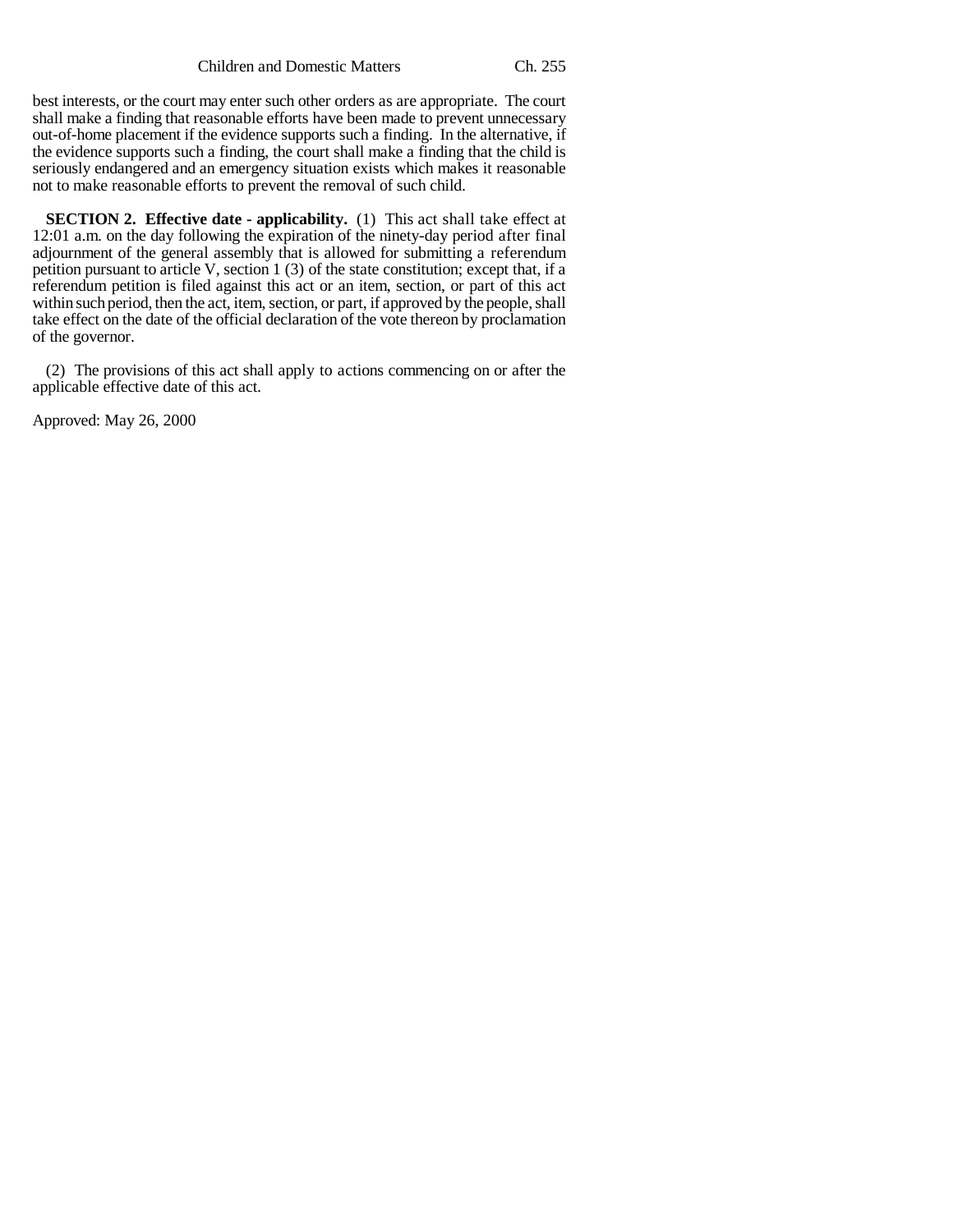best interests, or the court may enter such other orders as are appropriate. The court shall make a finding that reasonable efforts have been made to prevent unnecessary out-of-home placement if the evidence supports such a finding. In the alternative, if the evidence supports such a finding, the court shall make a finding that the child is seriously endangered and an emergency situation exists which makes it reasonable not to make reasonable efforts to prevent the removal of such child.

**SECTION 2. Effective date - applicability.** (1) This act shall take effect at 12:01 a.m. on the day following the expiration of the ninety-day period after final adjournment of the general assembly that is allowed for submitting a referendum petition pursuant to article V, section 1 (3) of the state constitution; except that, if a referendum petition is filed against this act or an item, section, or part of this act within such period, then the act, item, section, or part, if approved by the people, shall take effect on the date of the official declaration of the vote thereon by proclamation of the governor.

(2) The provisions of this act shall apply to actions commencing on or after the applicable effective date of this act.

Approved: May 26, 2000